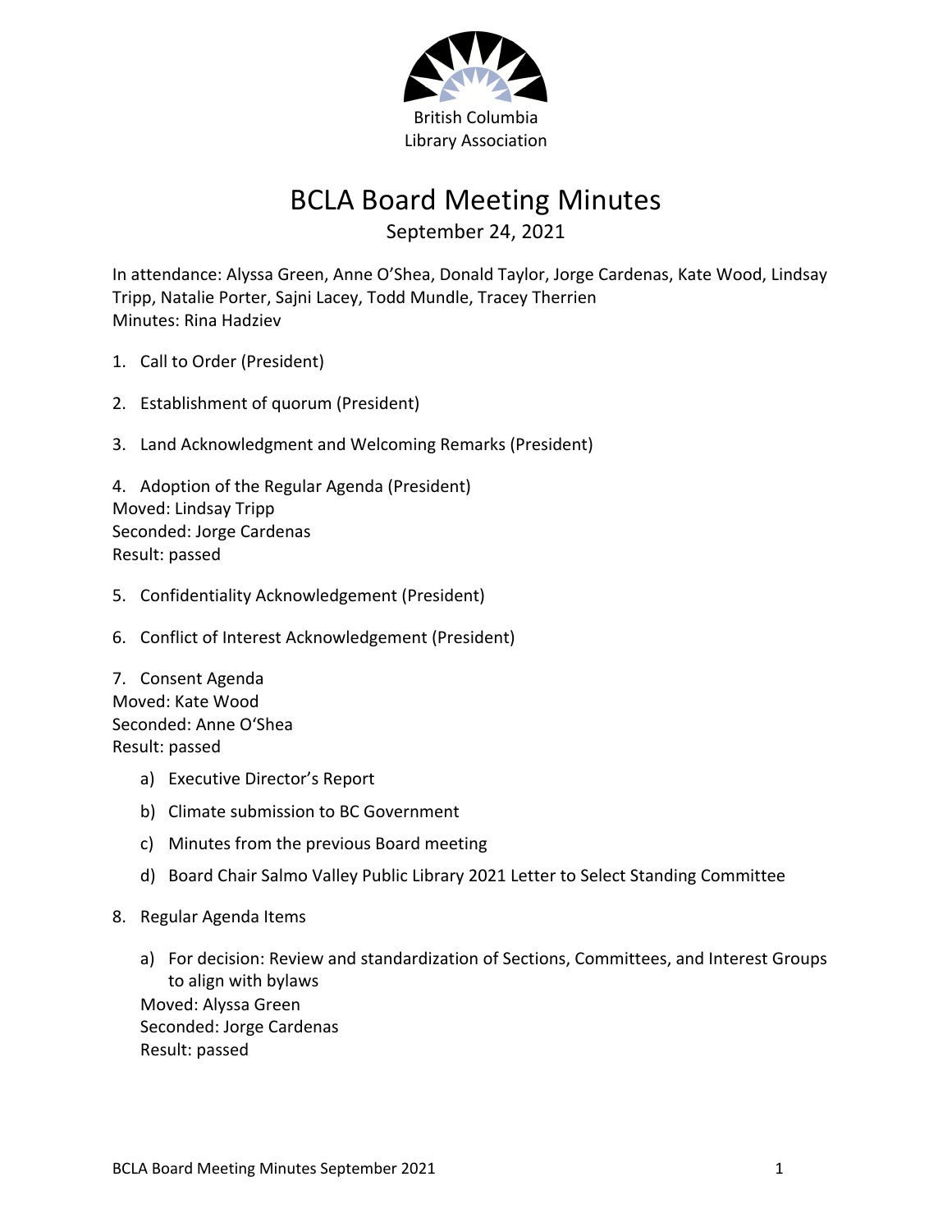British Columbia
Library Association

# BCLA Board Meeting Minutes

September 24, 2021

In attendance: Alyssa Green, Anne O'Shea, Donald Taylor, Jorge Cardenas, Kate Wood, Lindsay Tripp, Natalie Porter, Sajni Lacey, Todd Mundle, Tracey Therrien
Minutes: Rina Hadziev

1. Call to Order (President)

2. Establishment of quorum (President)

3. Land Acknowledgment and Welcoming Remarks (President)

4. Adoption of the Regular Agenda (President)
Moved: Lindsay Tripp
Seconded: Jorge Cardenas
Result: passed

5. Confidentiality Acknowledgement (President)

6. Conflict of Interest Acknowledgement (President)

7. Consent Agenda
Moved: Kate Wood
Seconded: Anne O'Shea
Result: passed
   a) Executive Director's Report
   b) Climate submission to BC Government
   c) Minutes from the previous Board meeting
   d) Board Chair Salmo Valley Public Library 2021 Letter to Select Standing Committee

8. Regular Agenda Items
   a) For decision: Review and standardization of Sections, Committees, and Interest Groups to align with bylaws
   Moved: Alyssa Green
   Seconded: Jorge Cardenas
   Result: passed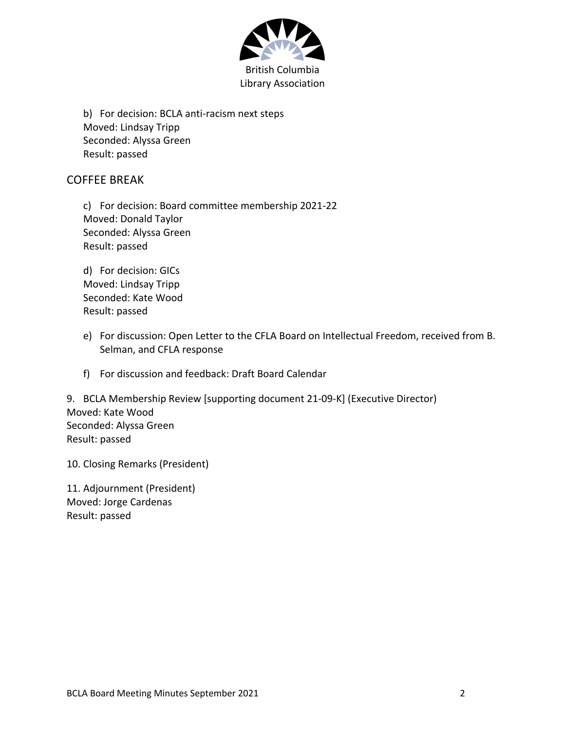British Columbia Library Association

b) For decision: BCLA anti-racism next steps
Moved: Lindsay Tripp
Seconded: Alyssa Green
Result: passed

## COFFEE BREAK

c) For decision: Board committee membership 2021-22
Moved: Donald Taylor
Seconded: Alyssa Green
Result: passed

d) For decision: GICs
Moved: Lindsay Tripp
Seconded: Kate Wood
Result: passed

e) For discussion: Open Letter to the CFLA Board on Intellectual Freedom, received from B. Selman, and CFLA response

f) For discussion and feedback: Draft Board Calendar

9. BCLA Membership Review [supporting document 21-09-K] (Executive Director)
Moved: Kate Wood
Seconded: Alyssa Green
Result: passed

10. Closing Remarks (President)

11. Adjournment (President)
Moved: Jorge Cardenas
Result: passed